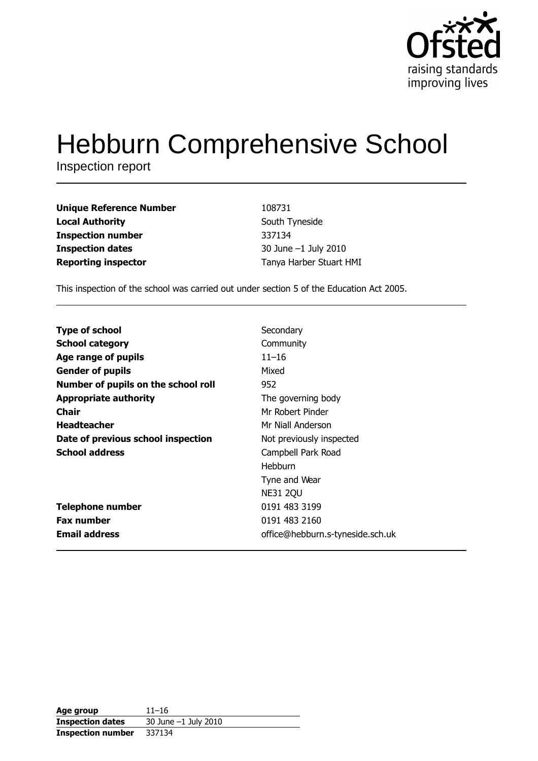# Hebburn Comprehensive School

Inspection report

| | |
|---|---|
| **Unique Reference Number** | 108731 |
| **Local Authority** | South Tyneside |
| **Inspection number** | 337134 |
| **Inspection dates** | 30 June –1 July 2010 |
| **Reporting inspector** | Tanya Harber Stuart HMI |

This inspection of the school was carried out under section 5 of the Education Act 2005.

| | |
|---|---|
| **Type of school** | Secondary |
| **School category** | Community |
| **Age range of pupils** | 11–16 |
| **Gender of pupils** | Mixed |
| **Number of pupils on the school roll** | 952 |
| **Appropriate authority** | The governing body |
| **Chair** | Mr Robert Pinder |
| **Headteacher** | Mr Niall Anderson |
| **Date of previous school inspection** | Not previously inspected |
| **School address** | Campbell Park Road<br>Hebburn<br>Tyne and Wear<br>NE31 2QU |
| **Telephone number** | 0191 483 3199 |
| **Fax number** | 0191 483 2160 |
| **Email address** | office@hebburn.s-tyneside.sch.uk |

| | |
|---|---|
| **Age group** | 11–16 |
| **Inspection dates** | 30 June –1 July 2010 |
| **Inspection number** | 337134 |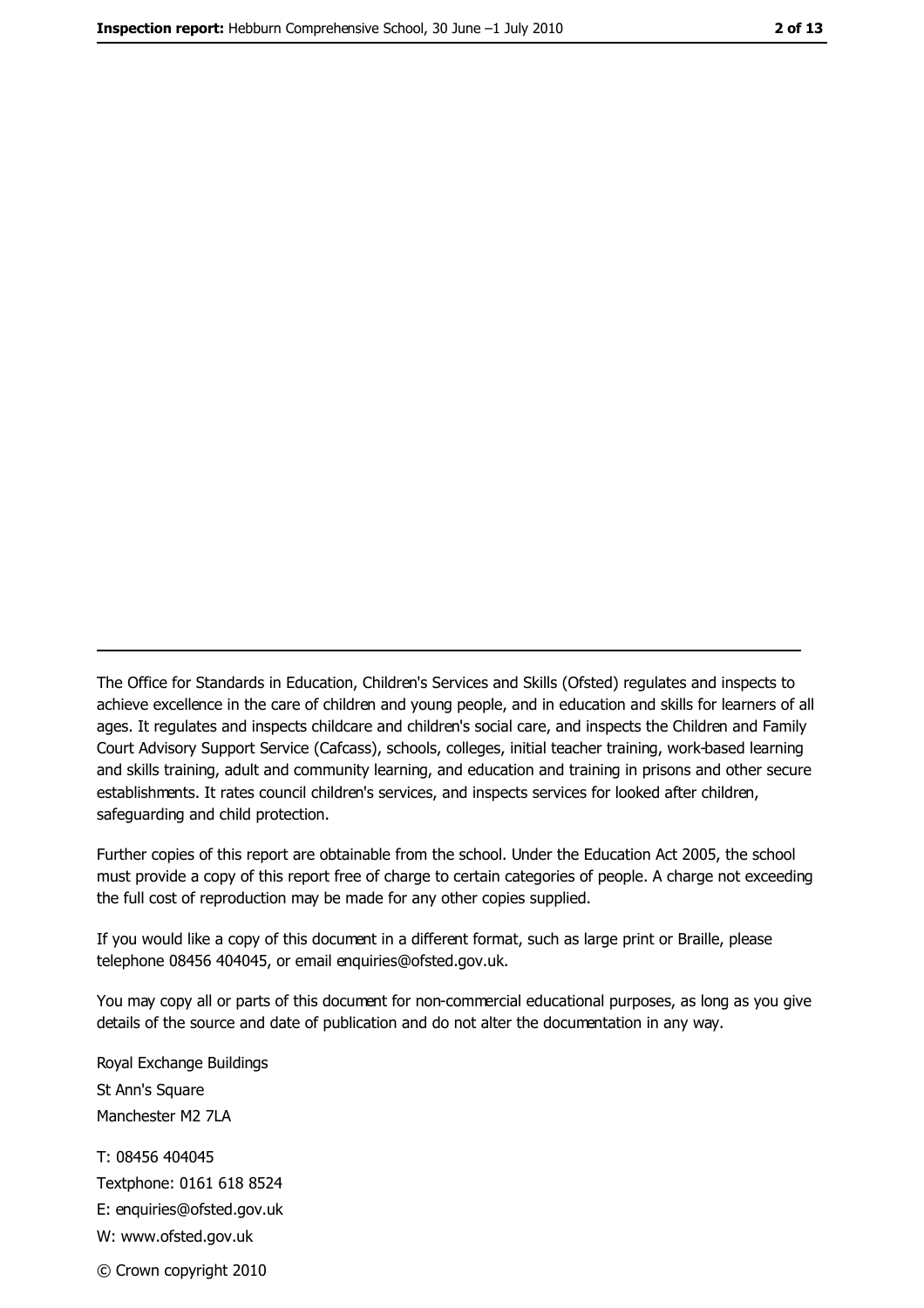The Office for Standards in Education, Children's Services and Skills (Ofsted) regulates and inspects to achieve excellence in the care of children and young people, and in education and skills for learners of all ages. It regulates and inspects childcare and children's social care, and inspects the Children and Family Court Advisory Support Service (Cafcass), schools, colleges, initial teacher training, work-based learning and skills training, adult and community learning, and education and training in prisons and other secure establishments. It rates council children's services, and inspects services for looked after children, safeguarding and child protection.

Further copies of this report are obtainable from the school. Under the Education Act 2005, the school must provide a copy of this report free of charge to certain categories of people. A charge not exceeding the full cost of reproduction may be made for any other copies supplied.

If you would like a copy of this document in a different format, such as large print or Braille, please telephone 08456 404045, or email enquiries@ofsted.gov.uk.

You may copy all or parts of this document for non-commercial educational purposes, as long as you give details of the source and date of publication and do not alter the documentation in any way.

Royal Exchange Buildings
St Ann's Square
Manchester M2 7LA

T: 08456 404045
Textphone: 0161 618 8524
E: enquiries@ofsted.gov.uk
W: www.ofsted.gov.uk

© Crown copyright 2010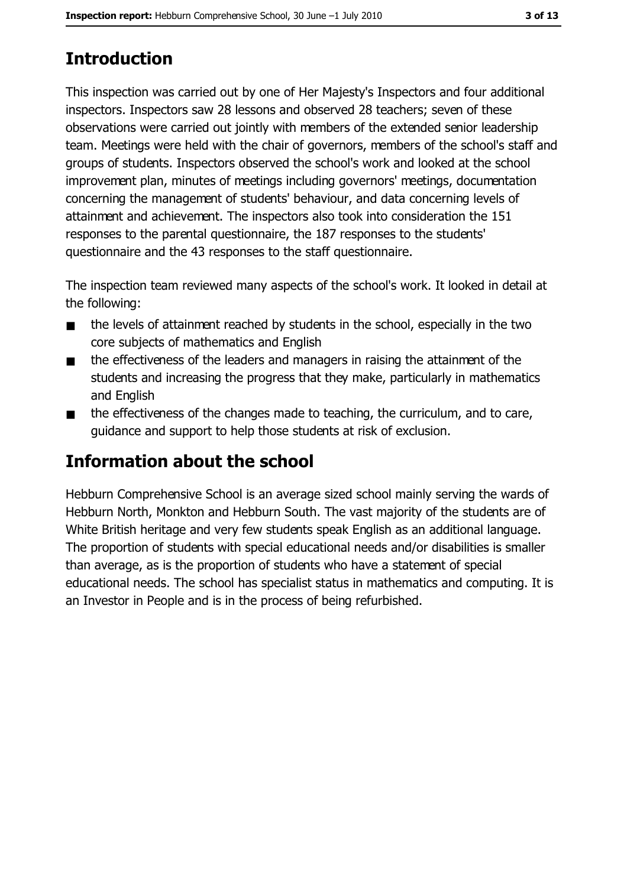## Introduction

This inspection was carried out by one of Her Majesty's Inspectors and four additional inspectors. Inspectors saw 28 lessons and observed 28 teachers; seven of these observations were carried out jointly with members of the extended senior leadership team. Meetings were held with the chair of governors, members of the school's staff and groups of students. Inspectors observed the school's work and looked at the school improvement plan, minutes of meetings including governors' meetings, documentation concerning the management of students' behaviour, and data concerning levels of attainment and achievement. The inspectors also took into consideration the 151 responses to the parental questionnaire, the 187 responses to the students' questionnaire and the 43 responses to the staff questionnaire.

The inspection team reviewed many aspects of the school's work. It looked in detail at the following:

- the levels of attainment reached by students in the school, especially in the two core subjects of mathematics and English
- the effectiveness of the leaders and managers in raising the attainment of the students and increasing the progress that they make, particularly in mathematics and English
- the effectiveness of the changes made to teaching, the curriculum, and to care, guidance and support to help those students at risk of exclusion.

## Information about the school

Hebburn Comprehensive School is an average sized school mainly serving the wards of Hebburn North, Monkton and Hebburn South. The vast majority of the students are of White British heritage and very few students speak English as an additional language. The proportion of students with special educational needs and/or disabilities is smaller than average, as is the proportion of students who have a statement of special educational needs. The school has specialist status in mathematics and computing. It is an Investor in People and is in the process of being refurbished.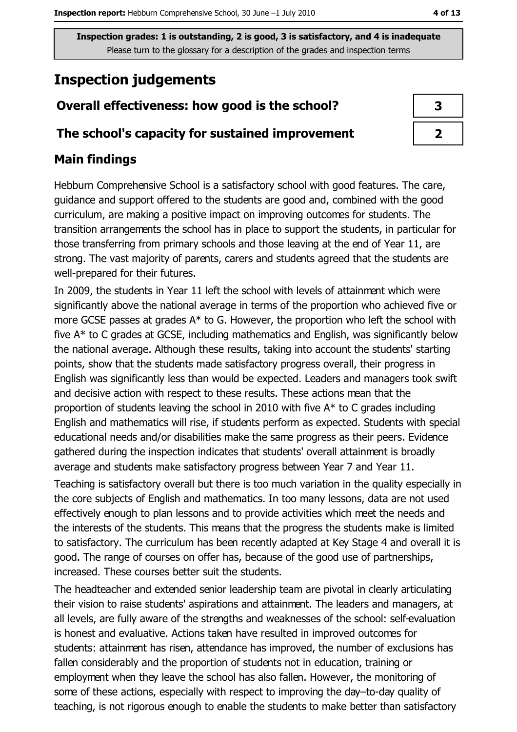**Inspection grades: 1 is outstanding, 2 is good, 3 is satisfactory, and 4 is inadequate**
Please turn to the glossary for a description of the grades and inspection terms

# Inspection judgements

| | |
|---|---|
| **Overall effectiveness: how good is the school?** | **3** |
| **The school's capacity for sustained improvement** | **2** |

## Main findings

Hebburn Comprehensive School is a satisfactory school with good features. The care, guidance and support offered to the students are good and, combined with the good curriculum, are making a positive impact on improving outcomes for students. The transition arrangements the school has in place to support the students, in particular for those transferring from primary schools and those leaving at the end of Year 11, are strong. The vast majority of parents, carers and students agreed that the students are well-prepared for their futures.

In 2009, the students in Year 11 left the school with levels of attainment which were significantly above the national average in terms of the proportion who achieved five or more GCSE passes at grades A* to G. However, the proportion who left the school with five A* to C grades at GCSE, including mathematics and English, was significantly below the national average. Although these results, taking into account the students' starting points, show that the students made satisfactory progress overall, their progress in English was significantly less than would be expected. Leaders and managers took swift and decisive action with respect to these results. These actions mean that the proportion of students leaving the school in 2010 with five A* to C grades including English and mathematics will rise, if students perform as expected. Students with special educational needs and/or disabilities make the same progress as their peers. Evidence gathered during the inspection indicates that students' overall attainment is broadly average and students make satisfactory progress between Year 7 and Year 11.

Teaching is satisfactory overall but there is too much variation in the quality especially in the core subjects of English and mathematics. In too many lessons, data are not used effectively enough to plan lessons and to provide activities which meet the needs and the interests of the students. This means that the progress the students make is limited to satisfactory. The curriculum has been recently adapted at Key Stage 4 and overall it is good. The range of courses on offer has, because of the good use of partnerships, increased. These courses better suit the students.

The headteacher and extended senior leadership team are pivotal in clearly articulating their vision to raise students' aspirations and attainment. The leaders and managers, at all levels, are fully aware of the strengths and weaknesses of the school: self-evaluation is honest and evaluative. Actions taken have resulted in improved outcomes for students: attainment has risen, attendance has improved, the number of exclusions has fallen considerably and the proportion of students not in education, training or employment when they leave the school has also fallen. However, the monitoring of some of these actions, especially with respect to improving the day–to-day quality of teaching, is not rigorous enough to enable the students to make better than satisfactory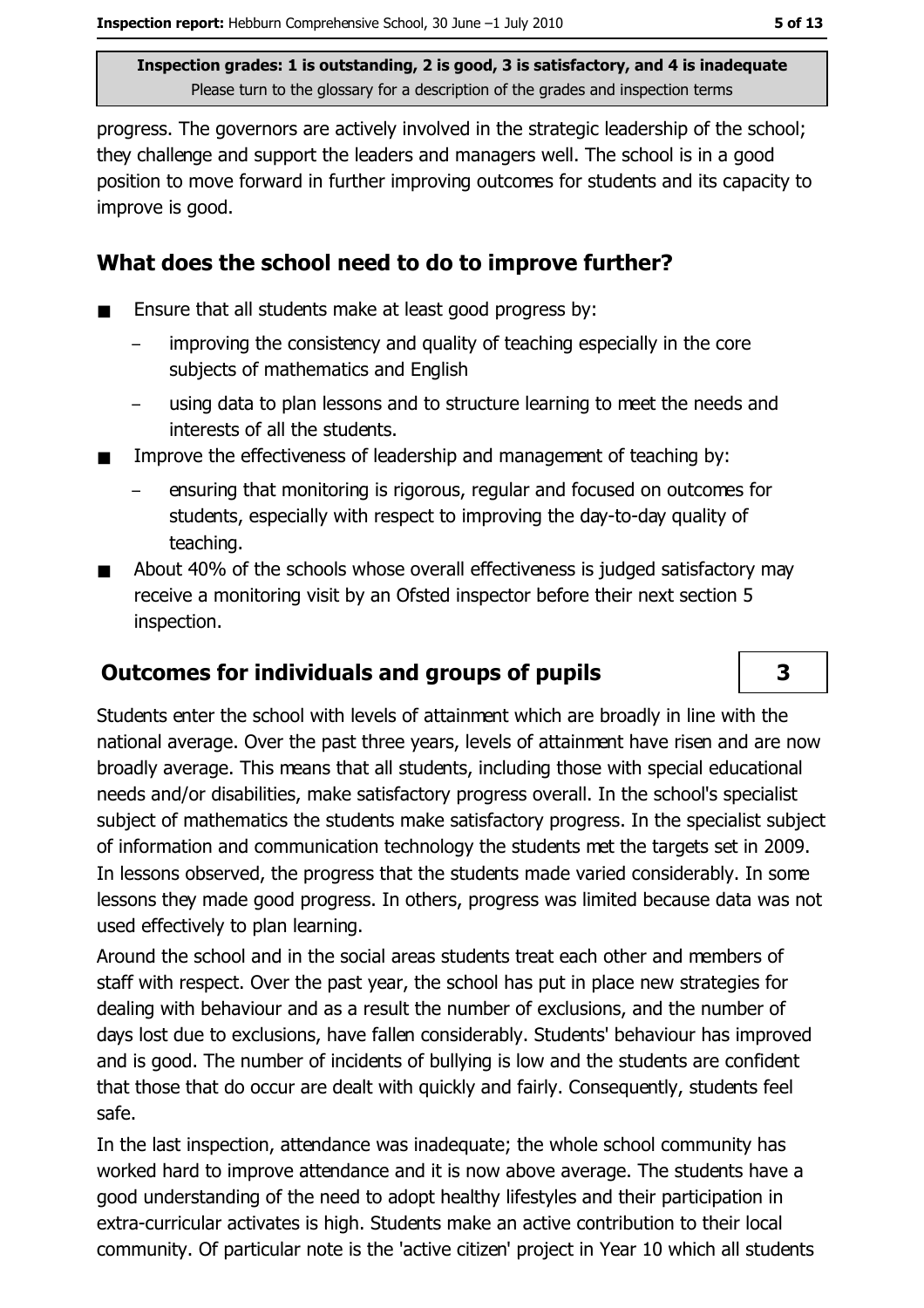progress. The governors are actively involved in the strategic leadership of the school; they challenge and support the leaders and managers well. The school is in a good position to move forward in further improving outcomes for students and its capacity to improve is good.

## What does the school need to do to improve further?

- Ensure that all students make at least good progress by:
  - improving the consistency and quality of teaching especially in the core subjects of mathematics and English
  - using data to plan lessons and to structure learning to meet the needs and interests of all the students.
- Improve the effectiveness of leadership and management of teaching by:
  - ensuring that monitoring is rigorous, regular and focused on outcomes for students, especially with respect to improving the day-to-day quality of teaching.
- About 40% of the schools whose overall effectiveness is judged satisfactory may receive a monitoring visit by an Ofsted inspector before their next section 5 inspection.

## Outcomes for individuals and groups of pupils — 3

Students enter the school with levels of attainment which are broadly in line with the national average. Over the past three years, levels of attainment have risen and are now broadly average. This means that all students, including those with special educational needs and/or disabilities, make satisfactory progress overall. In the school's specialist subject of mathematics the students make satisfactory progress. In the specialist subject of information and communication technology the students met the targets set in 2009. In lessons observed, the progress that the students made varied considerably. In some lessons they made good progress. In others, progress was limited because data was not used effectively to plan learning.

Around the school and in the social areas students treat each other and members of staff with respect. Over the past year, the school has put in place new strategies for dealing with behaviour and as a result the number of exclusions, and the number of days lost due to exclusions, have fallen considerably. Students' behaviour has improved and is good. The number of incidents of bullying is low and the students are confident that those that do occur are dealt with quickly and fairly. Consequently, students feel safe.

In the last inspection, attendance was inadequate; the whole school community has worked hard to improve attendance and it is now above average. The students have a good understanding of the need to adopt healthy lifestyles and their participation in extra-curricular activates is high. Students make an active contribution to their local community. Of particular note is the 'active citizen' project in Year 10 which all students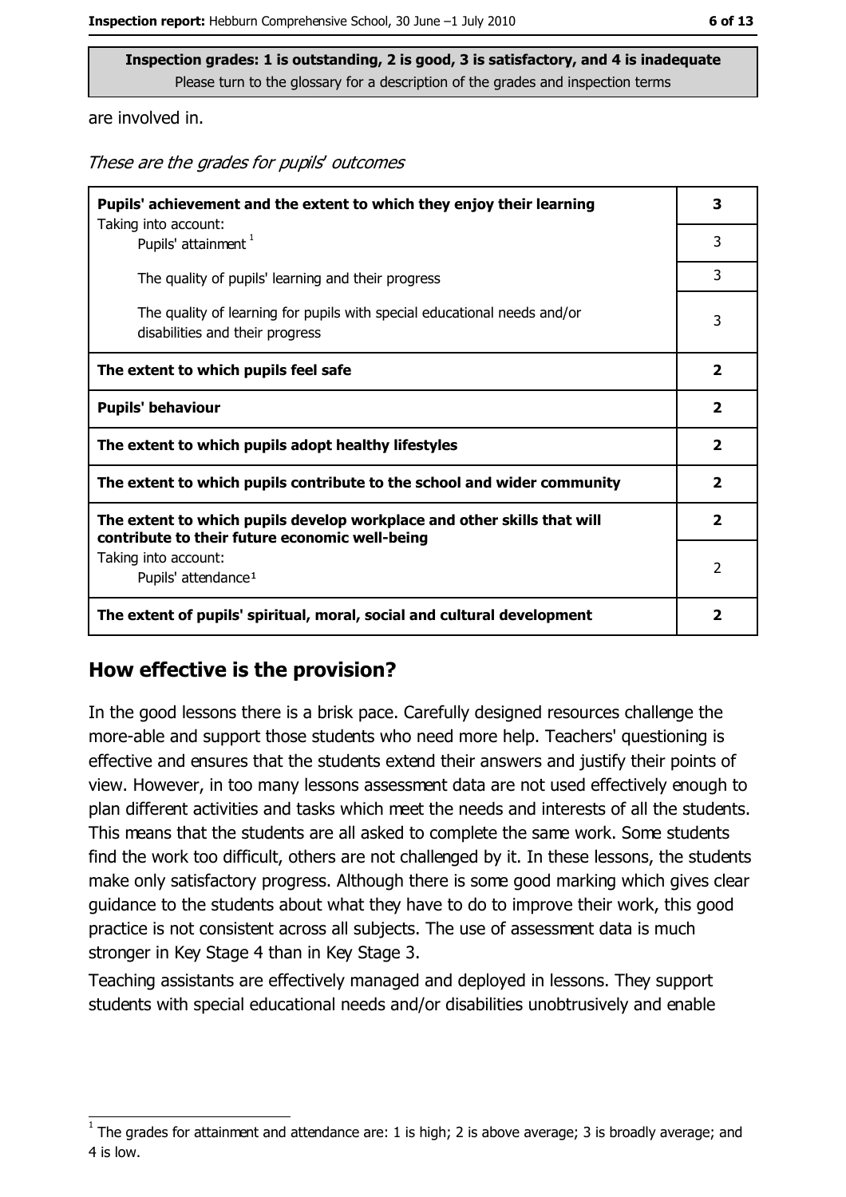**Inspection grades: 1 is outstanding, 2 is good, 3 is satisfactory, and 4 is inadequate**
Please turn to the glossary for a description of the grades and inspection terms

are involved in.

*These are the grades for pupils' outcomes*

| | |
|---|---|
| **Pupils' achievement and the extent to which they enjoy their learning** | **3** |
| Taking into account: Pupils' attainment [1] | 3 |
| The quality of pupils' learning and their progress | 3 |
| The quality of learning for pupils with special educational needs and/or disabilities and their progress | 3 |
| **The extent to which pupils feel safe** | **2** |
| **Pupils' behaviour** | **2** |
| **The extent to which pupils adopt healthy lifestyles** | **2** |
| **The extent to which pupils contribute to the school and wider community** | **2** |
| **The extent to which pupils develop workplace and other skills that will contribute to their future economic well-being** | **2** |
| Taking into account: Pupils' attendance [1] | 2 |
| **The extent of pupils' spiritual, moral, social and cultural development** | **2** |

## How effective is the provision?

In the good lessons there is a brisk pace. Carefully designed resources challenge the more-able and support those students who need more help. Teachers' questioning is effective and ensures that the students extend their answers and justify their points of view. However, in too many lessons assessment data are not used effectively enough to plan different activities and tasks which meet the needs and interests of all the students. This means that the students are all asked to complete the same work. Some students find the work too difficult, others are not challenged by it. In these lessons, the students make only satisfactory progress. Although there is some good marking which gives clear guidance to the students about what they have to do to improve their work, this good practice is not consistent across all subjects. The use of assessment data is much stronger in Key Stage 4 than in Key Stage 3.

Teaching assistants are effectively managed and deployed in lessons. They support students with special educational needs and/or disabilities unobtrusively and enable

[1] The grades for attainment and attendance are: 1 is high; 2 is above average; 3 is broadly average; and 4 is low.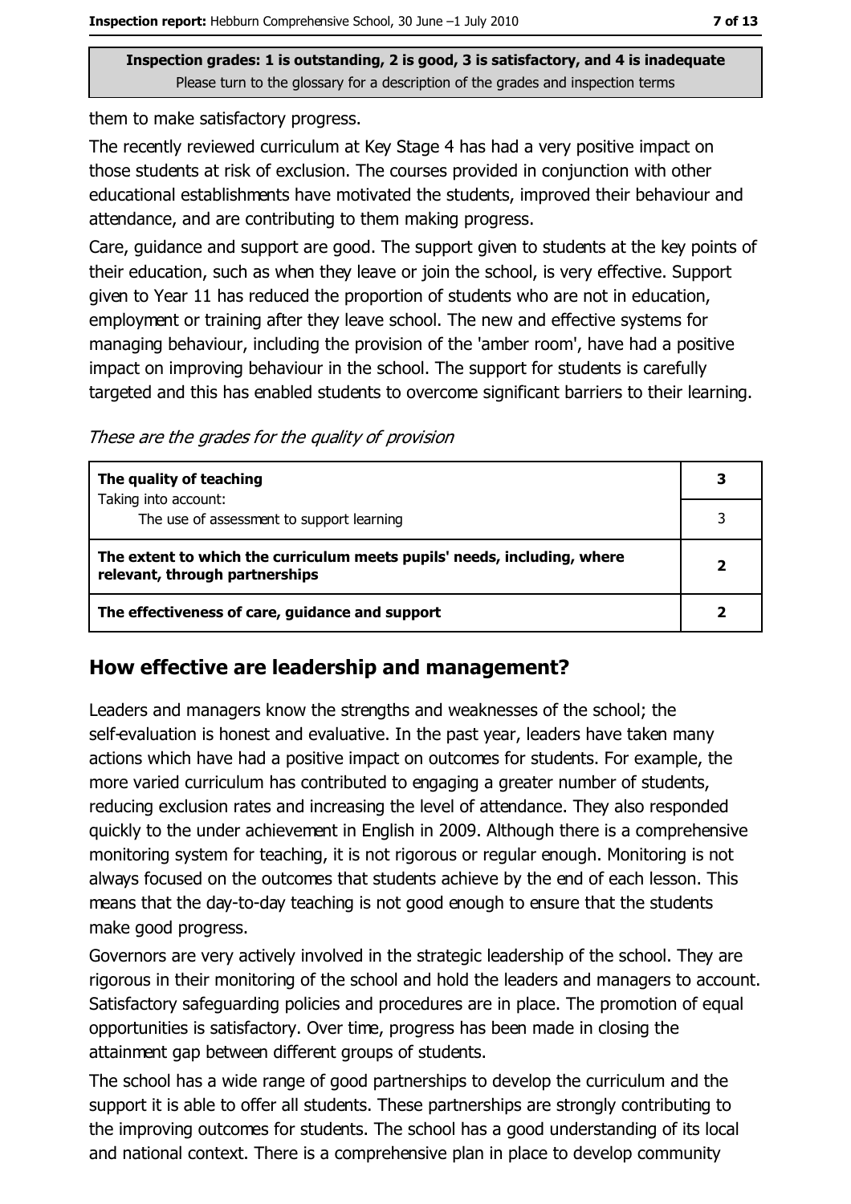**Inspection grades: 1 is outstanding, 2 is good, 3 is satisfactory, and 4 is inadequate**
Please turn to the glossary for a description of the grades and inspection terms

them to make satisfactory progress.

The recently reviewed curriculum at Key Stage 4 has had a very positive impact on those students at risk of exclusion. The courses provided in conjunction with other educational establishments have motivated the students, improved their behaviour and attendance, and are contributing to them making progress.

Care, guidance and support are good. The support given to students at the key points of their education, such as when they leave or join the school, is very effective. Support given to Year 11 has reduced the proportion of students who are not in education, employment or training after they leave school. The new and effective systems for managing behaviour, including the provision of the 'amber room', have had a positive impact on improving behaviour in the school. The support for students is carefully targeted and this has enabled students to overcome significant barriers to their learning.

*These are the grades for the quality of provision*

| | |
|---|---|
| **The quality of teaching**<br>Taking into account: | **3** |
| The use of assessment to support learning | 3 |
| **The extent to which the curriculum meets pupils' needs, including, where relevant, through partnerships** | **2** |
| **The effectiveness of care, guidance and support** | **2** |

## How effective are leadership and management?

Leaders and managers know the strengths and weaknesses of the school; the self-evaluation is honest and evaluative. In the past year, leaders have taken many actions which have had a positive impact on outcomes for students. For example, the more varied curriculum has contributed to engaging a greater number of students, reducing exclusion rates and increasing the level of attendance. They also responded quickly to the under achievement in English in 2009. Although there is a comprehensive monitoring system for teaching, it is not rigorous or regular enough. Monitoring is not always focused on the outcomes that students achieve by the end of each lesson. This means that the day-to-day teaching is not good enough to ensure that the students make good progress.

Governors are very actively involved in the strategic leadership of the school. They are rigorous in their monitoring of the school and hold the leaders and managers to account. Satisfactory safeguarding policies and procedures are in place. The promotion of equal opportunities is satisfactory. Over time, progress has been made in closing the attainment gap between different groups of students.

The school has a wide range of good partnerships to develop the curriculum and the support it is able to offer all students. These partnerships are strongly contributing to the improving outcomes for students. The school has a good understanding of its local and national context. There is a comprehensive plan in place to develop community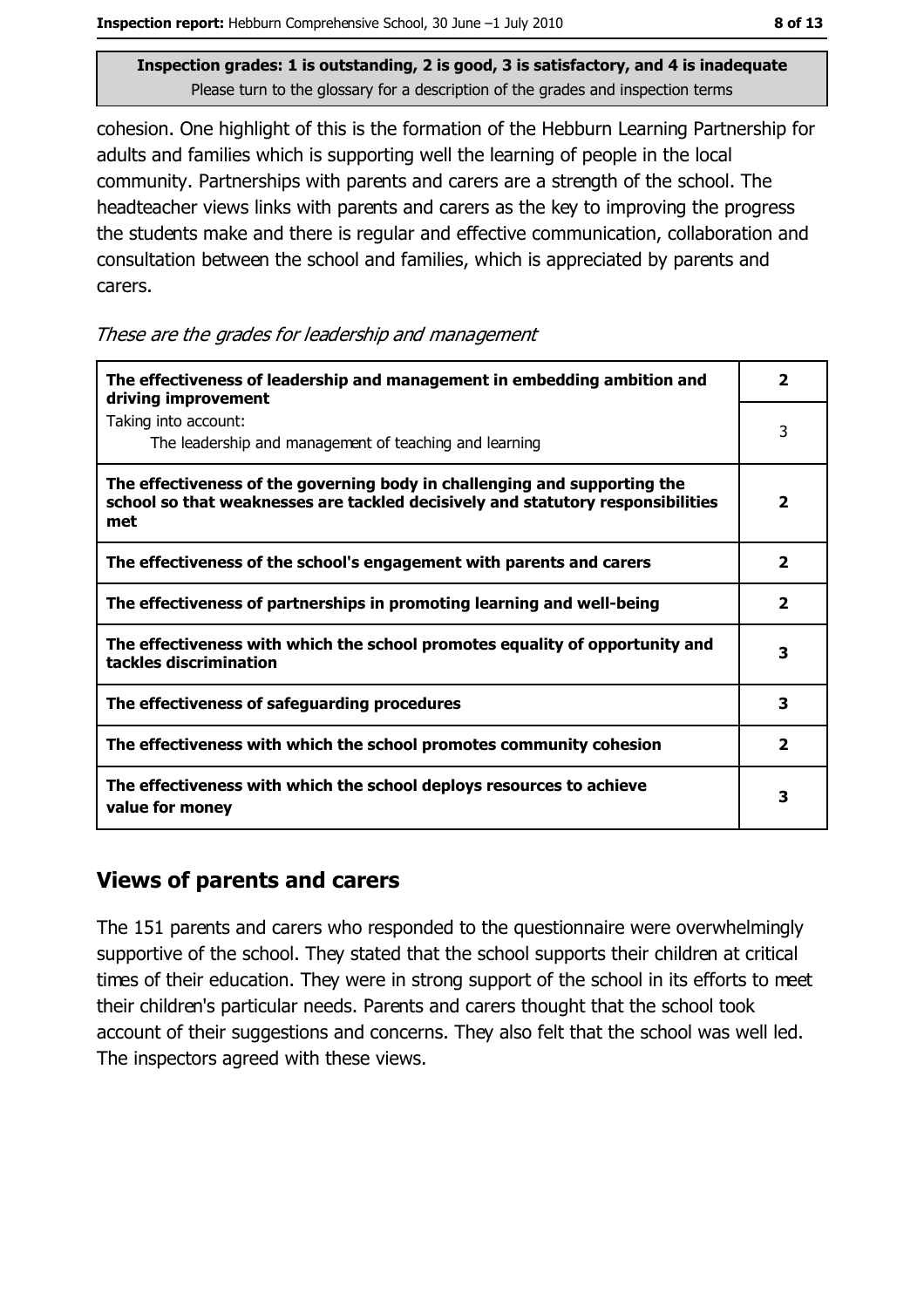Inspection grades: 1 is outstanding, 2 is good, 3 is satisfactory, and 4 is inadequate
Please turn to the glossary for a description of the grades and inspection terms

cohesion. One highlight of this is the formation of the Hebburn Learning Partnership for adults and families which is supporting well the learning of people in the local community. Partnerships with parents and carers are a strength of the school. The headteacher views links with parents and carers as the key to improving the progress the students make and there is regular and effective communication, collaboration and consultation between the school and families, which is appreciated by parents and carers.

*These are the grades for leadership and management*

| | |
|---|---|
| **The effectiveness of leadership and management in embedding ambition and driving improvement** | **2** |
| Taking into account: The leadership and management of teaching and learning | 3 |
| **The effectiveness of the governing body in challenging and supporting the school so that weaknesses are tackled decisively and statutory responsibilities met** | **2** |
| **The effectiveness of the school's engagement with parents and carers** | **2** |
| **The effectiveness of partnerships in promoting learning and well-being** | **2** |
| **The effectiveness with which the school promotes equality of opportunity and tackles discrimination** | **3** |
| **The effectiveness of safeguarding procedures** | **3** |
| **The effectiveness with which the school promotes community cohesion** | **2** |
| **The effectiveness with which the school deploys resources to achieve value for money** | **3** |

## Views of parents and carers

The 151 parents and carers who responded to the questionnaire were overwhelmingly supportive of the school. They stated that the school supports their children at critical times of their education. They were in strong support of the school in its efforts to meet their children's particular needs. Parents and carers thought that the school took account of their suggestions and concerns. They also felt that the school was well led. The inspectors agreed with these views.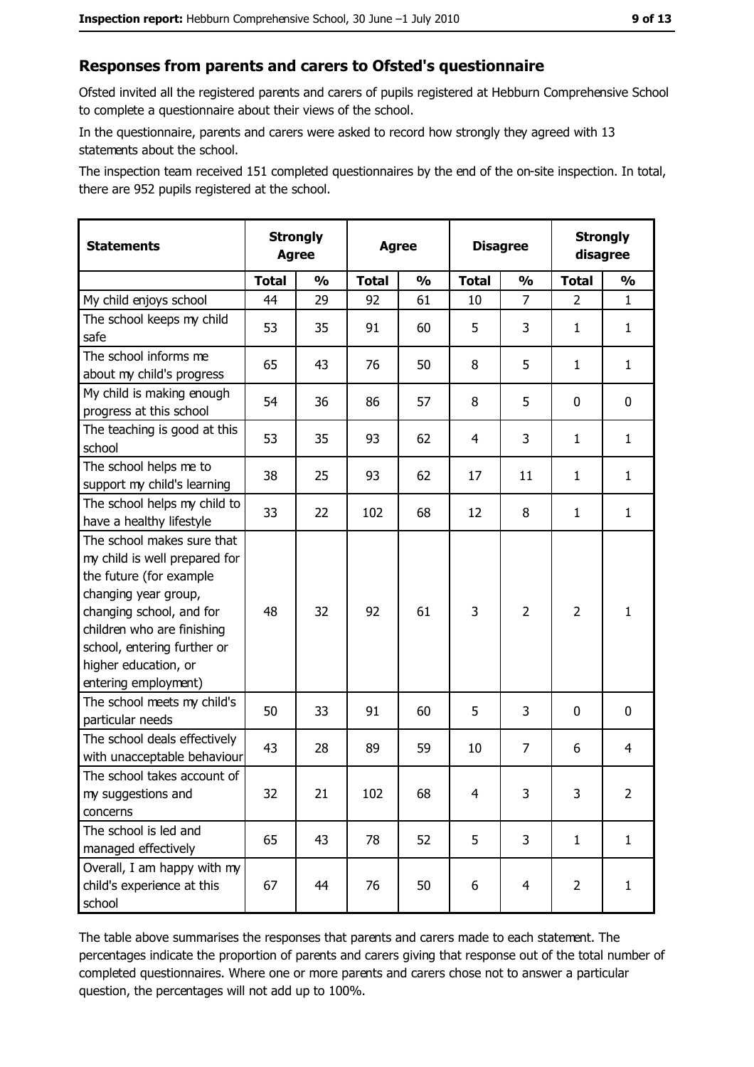## Responses from parents and carers to Ofsted's questionnaire

Ofsted invited all the registered parents and carers of pupils registered at Hebburn Comprehensive School to complete a questionnaire about their views of the school.

In the questionnaire, parents and carers were asked to record how strongly they agreed with 13 statements about the school.

The inspection team received 151 completed questionnaires by the end of the on-site inspection. In total, there are 952 pupils registered at the school.

| Statements | Strongly Agree | | Agree | | Disagree | | Strongly disagree | |
|---|---|---|---|---|---|---|---|---|
| | Total | % | Total | % | Total | % | Total | % |
| My child enjoys school | 44 | 29 | 92 | 61 | 10 | 7 | 2 | 1 |
| The school keeps my child safe | 53 | 35 | 91 | 60 | 5 | 3 | 1 | 1 |
| The school informs me about my child's progress | 65 | 43 | 76 | 50 | 8 | 5 | 1 | 1 |
| My child is making enough progress at this school | 54 | 36 | 86 | 57 | 8 | 5 | 0 | 0 |
| The teaching is good at this school | 53 | 35 | 93 | 62 | 4 | 3 | 1 | 1 |
| The school helps me to support my child's learning | 38 | 25 | 93 | 62 | 17 | 11 | 1 | 1 |
| The school helps my child to have a healthy lifestyle | 33 | 22 | 102 | 68 | 12 | 8 | 1 | 1 |
| The school makes sure that my child is well prepared for the future (for example changing year group, changing school, and for children who are finishing school, entering further or higher education, or entering employment) | 48 | 32 | 92 | 61 | 3 | 2 | 2 | 1 |
| The school meets my child's particular needs | 50 | 33 | 91 | 60 | 5 | 3 | 0 | 0 |
| The school deals effectively with unacceptable behaviour | 43 | 28 | 89 | 59 | 10 | 7 | 6 | 4 |
| The school takes account of my suggestions and concerns | 32 | 21 | 102 | 68 | 4 | 3 | 3 | 2 |
| The school is led and managed effectively | 65 | 43 | 78 | 52 | 5 | 3 | 1 | 1 |
| Overall, I am happy with my child's experience at this school | 67 | 44 | 76 | 50 | 6 | 4 | 2 | 1 |

The table above summarises the responses that parents and carers made to each statement. The percentages indicate the proportion of parents and carers giving that response out of the total number of completed questionnaires. Where one or more parents and carers chose not to answer a particular question, the percentages will not add up to 100%.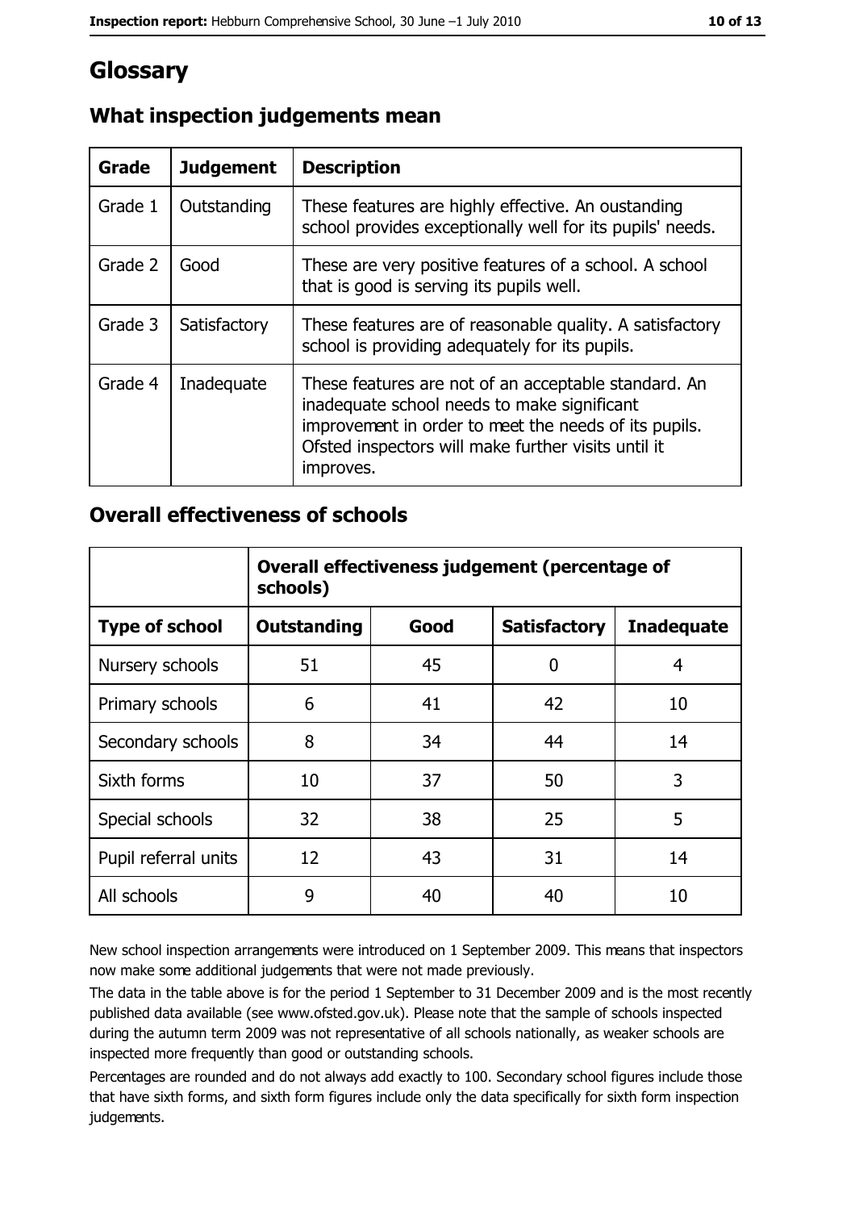# Glossary

## What inspection judgements mean

| Grade | Judgement | Description |
|---|---|---|
| Grade 1 | Outstanding | These features are highly effective. An oustanding school provides exceptionally well for its pupils' needs. |
| Grade 2 | Good | These are very positive features of a school. A school that is good is serving its pupils well. |
| Grade 3 | Satisfactory | These features are of reasonable quality. A satisfactory school is providing adequately for its pupils. |
| Grade 4 | Inadequate | These features are not of an acceptable standard. An inadequate school needs to make significant improvement in order to meet the needs of its pupils. Ofsted inspectors will make further visits until it improves. |

## Overall effectiveness of schools

| | Overall effectiveness judgement (percentage of schools) | | | |
|---|---|---|---|---|
| **Type of school** | **Outstanding** | **Good** | **Satisfactory** | **Inadequate** |
| Nursery schools | 51 | 45 | 0 | 4 |
| Primary schools | 6 | 41 | 42 | 10 |
| Secondary schools | 8 | 34 | 44 | 14 |
| Sixth forms | 10 | 37 | 50 | 3 |
| Special schools | 32 | 38 | 25 | 5 |
| Pupil referral units | 12 | 43 | 31 | 14 |
| All schools | 9 | 40 | 40 | 10 |

New school inspection arrangements were introduced on 1 September 2009. This means that inspectors now make some additional judgements that were not made previously.

The data in the table above is for the period 1 September to 31 December 2009 and is the most recently published data available (see www.ofsted.gov.uk). Please note that the sample of schools inspected during the autumn term 2009 was not representative of all schools nationally, as weaker schools are inspected more frequently than good or outstanding schools.

Percentages are rounded and do not always add exactly to 100. Secondary school figures include those that have sixth forms, and sixth form figures include only the data specifically for sixth form inspection judgements.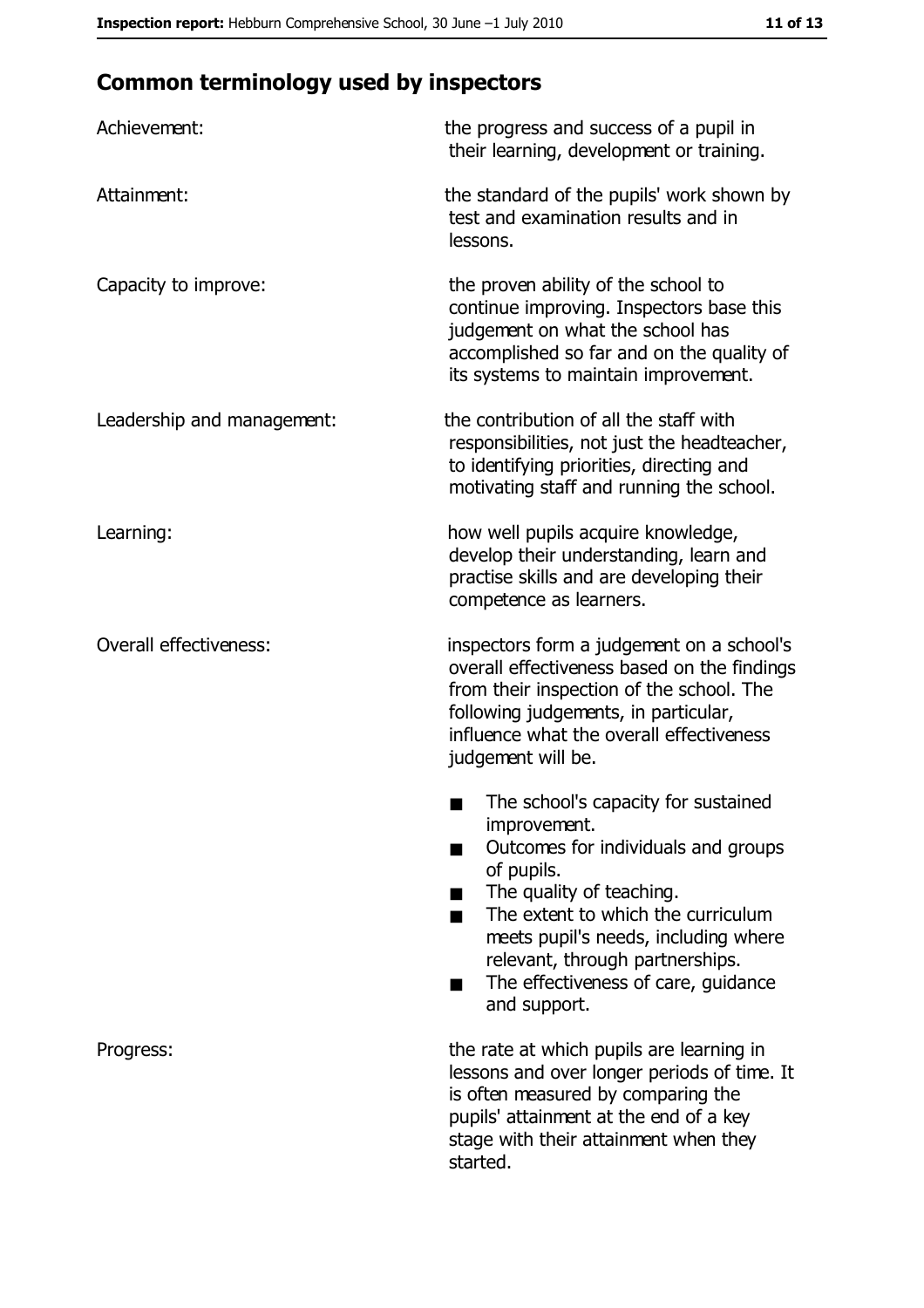## Common terminology used by inspectors

| | |
|---|---|
| Achievement: | the progress and success of a pupil in their learning, development or training. |
| Attainment: | the standard of the pupils' work shown by test and examination results and in lessons. |
| Capacity to improve: | the proven ability of the school to continue improving. Inspectors base this judgement on what the school has accomplished so far and on the quality of its systems to maintain improvement. |
| Leadership and management: | the contribution of all the staff with responsibilities, not just the headteacher, to identifying priorities, directing and motivating staff and running the school. |
| Learning: | how well pupils acquire knowledge, develop their understanding, learn and practise skills and are developing their competence as learners. |
| Overall effectiveness: | inspectors form a judgement on a school's overall effectiveness based on the findings from their inspection of the school. The following judgements, in particular, influence what the overall effectiveness judgement will be. ■ The school's capacity for sustained improvement. ■ Outcomes for individuals and groups of pupils. ■ The quality of teaching. ■ The extent to which the curriculum meets pupil's needs, including where relevant, through partnerships. ■ The effectiveness of care, guidance and support. |
| Progress: | the rate at which pupils are learning in lessons and over longer periods of time. It is often measured by comparing the pupils' attainment at the end of a key stage with their attainment when they started. |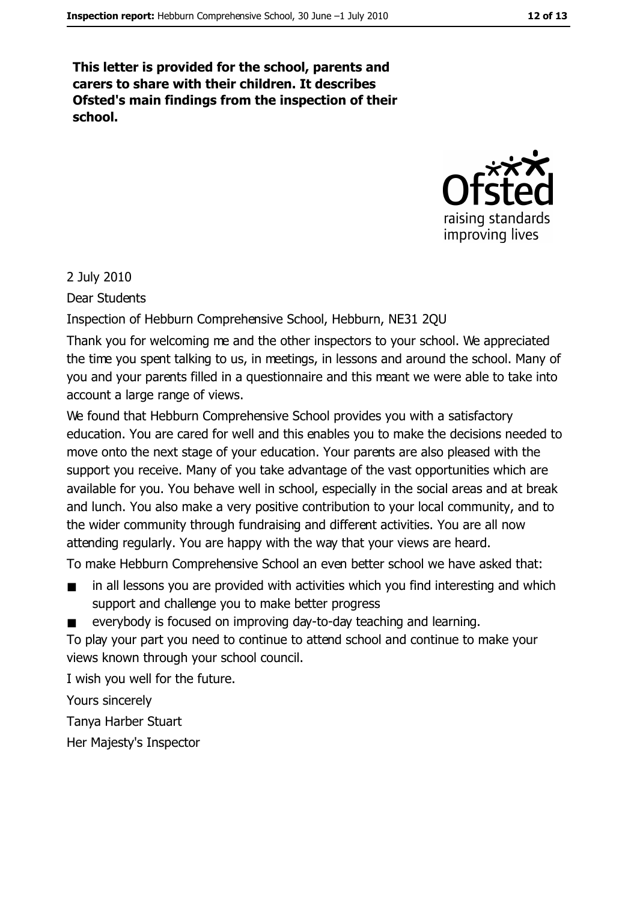**This letter is provided for the school, parents and carers to share with their children. It describes Ofsted's main findings from the inspection of their school.**

2 July 2010

Dear Students

Inspection of Hebburn Comprehensive School, Hebburn, NE31 2QU

Thank you for welcoming me and the other inspectors to your school. We appreciated the time you spent talking to us, in meetings, in lessons and around the school. Many of you and your parents filled in a questionnaire and this meant we were able to take into account a large range of views.

We found that Hebburn Comprehensive School provides you with a satisfactory education. You are cared for well and this enables you to make the decisions needed to move onto the next stage of your education. Your parents are also pleased with the support you receive. Many of you take advantage of the vast opportunities which are available for you. You behave well in school, especially in the social areas and at break and lunch. You also make a very positive contribution to your local community, and to the wider community through fundraising and different activities. You are all now attending regularly. You are happy with the way that your views are heard.

To make Hebburn Comprehensive School an even better school we have asked that:

- in all lessons you are provided with activities which you find interesting and which support and challenge you to make better progress
- everybody is focused on improving day-to-day teaching and learning.

To play your part you need to continue to attend school and continue to make your views known through your school council.

I wish you well for the future.

Yours sincerely

Tanya Harber Stuart

Her Majesty's Inspector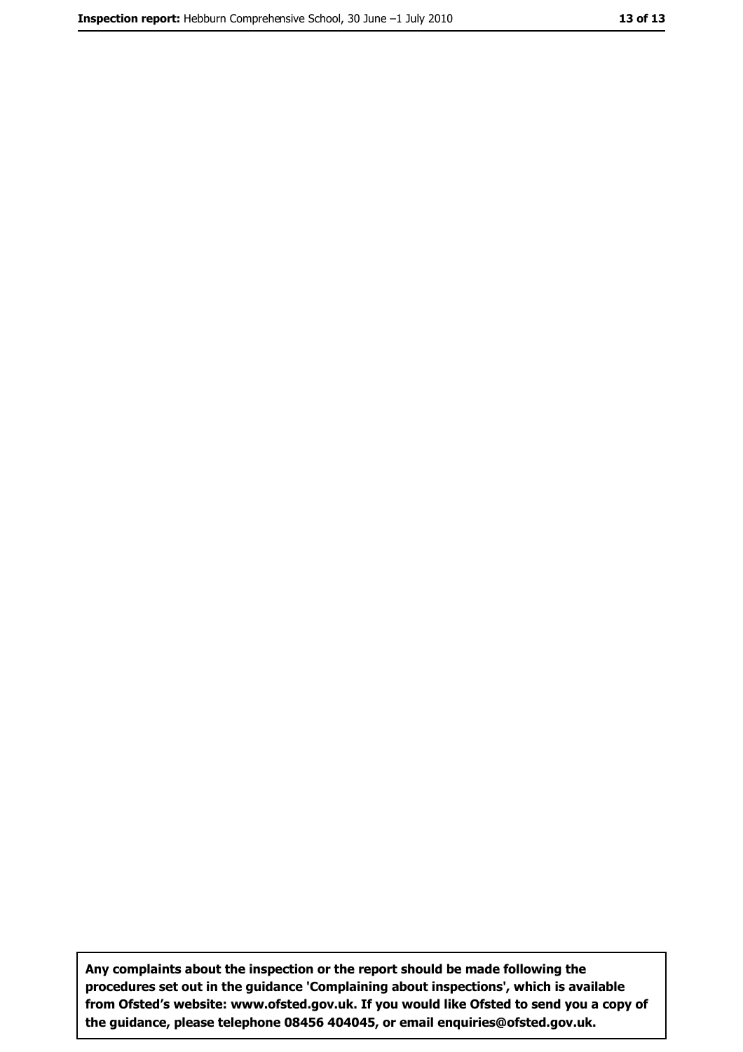**Any complaints about the inspection or the report should be made following the procedures set out in the guidance 'Complaining about inspections', which is available from Ofsted's website: www.ofsted.gov.uk. If you would like Ofsted to send you a copy of the guidance, please telephone 08456 404045, or email enquiries@ofsted.gov.uk.**